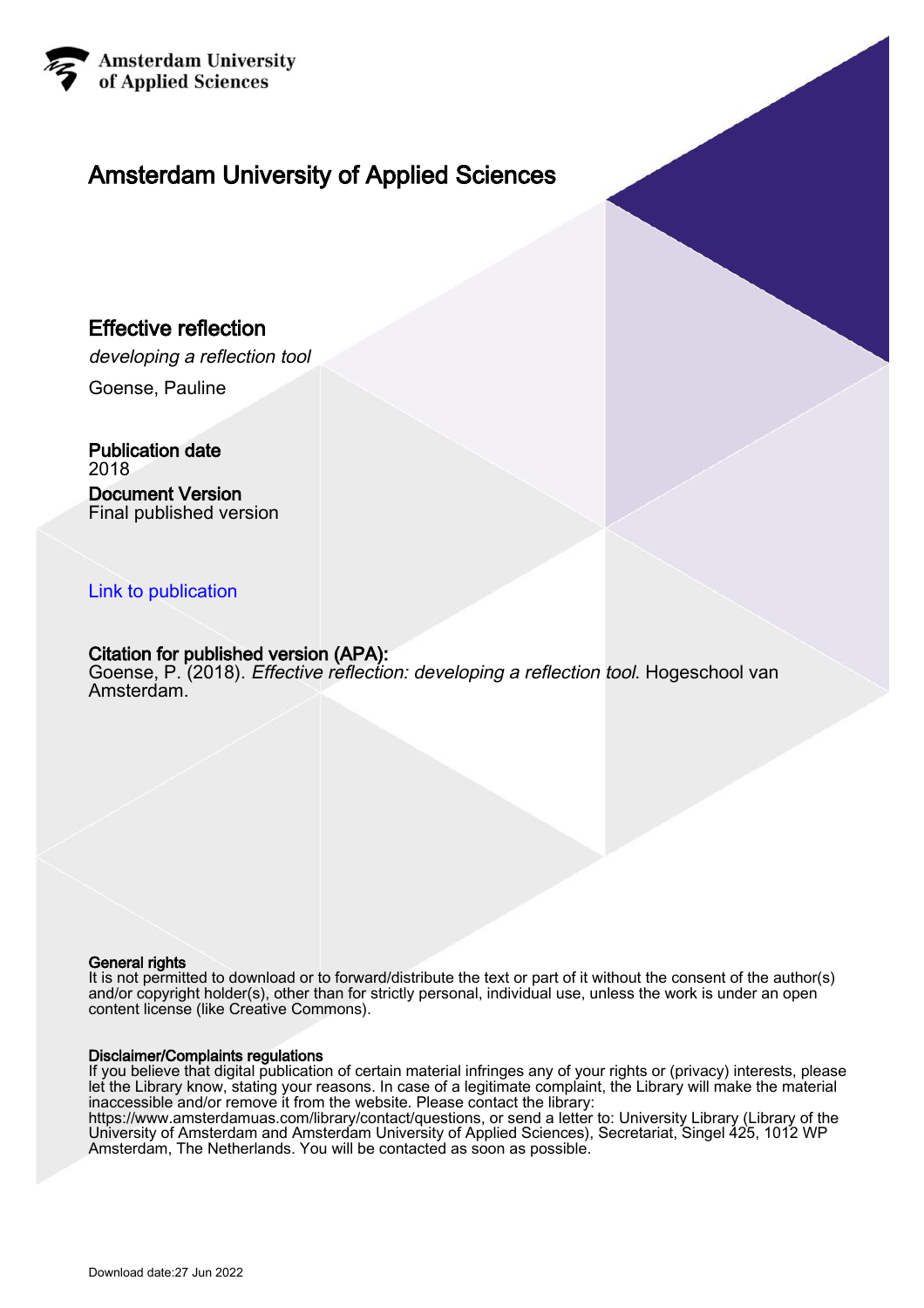Amsterdam University
of Applied Sciences

# Amsterdam University of Applied Sciences

## Effective reflection

*developing a reflection tool*

Goense, Pauline

**Publication date**
2018

**Document Version**
Final published version

Link to publication

**Citation for published version (APA):**
Goense, P. (2018). *Effective reflection: developing a reflection tool*. Hogeschool van Amsterdam.

**General rights**
It is not permitted to download or to forward/distribute the text or part of it without the consent of the author(s) and/or copyright holder(s), other than for strictly personal, individual use, unless the work is under an open content license (like Creative Commons).

**Disclaimer/Complaints regulations**
If you believe that digital publication of certain material infringes any of your rights or (privacy) interests, please let the Library know, stating your reasons. In case of a legitimate complaint, the Library will make the material inaccessible and/or remove it from the website. Please contact the library:
https://www.amsterdamuas.com/library/contact/questions, or send a letter to: University Library (Library of the University of Amsterdam and Amsterdam University of Applied Sciences), Secretariat, Singel 425, 1012 WP Amsterdam, The Netherlands. You will be contacted as soon as possible.

Download date:27 Jun 2022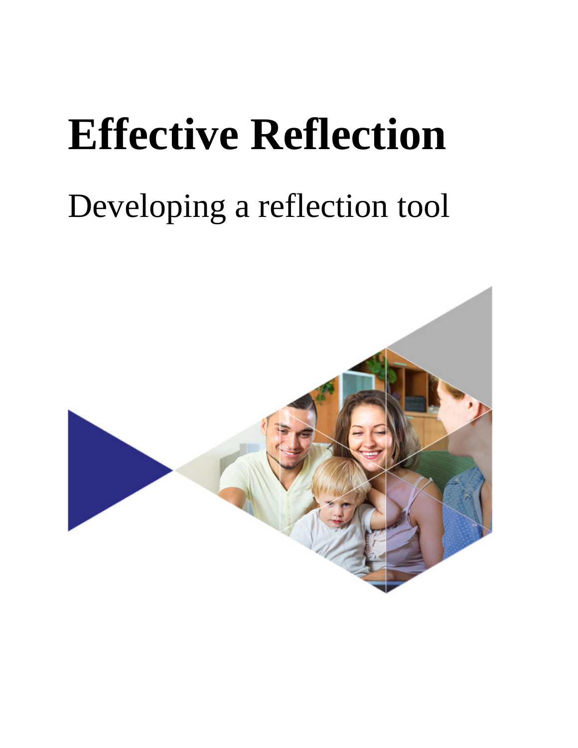# Effective Reflection

Developing a reflection tool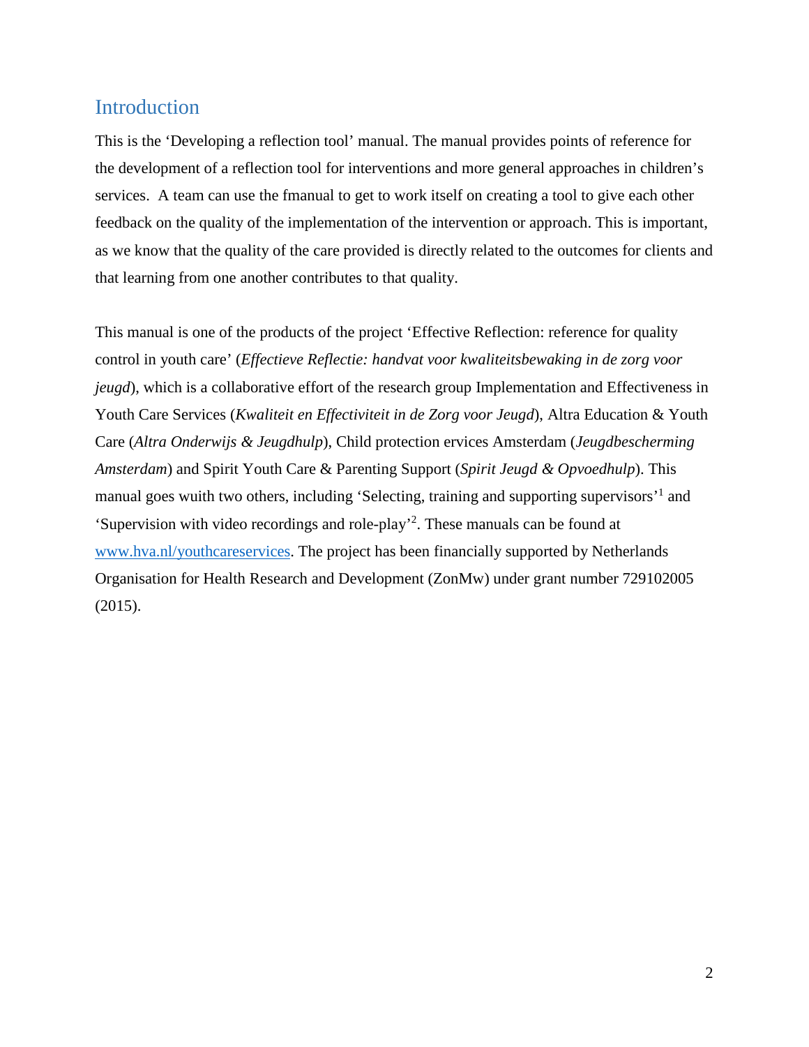# Introduction

This is the 'Developing a reflection tool' manual. The manual provides points of reference for the development of a reflection tool for interventions and more general approaches in children's services. A team can use the fmanual to get to work itself on creating a tool to give each other feedback on the quality of the implementation of the intervention or approach. This is important, as we know that the quality of the care provided is directly related to the outcomes for clients and that learning from one another contributes to that quality.

This manual is one of the products of the project 'Effective Reflection: reference for quality control in youth care' (*Effectieve Reflectie: handvat voor kwaliteitsbewaking in de zorg voor jeugd*), which is a collaborative effort of the research group Implementation and Effectiveness in Youth Care Services (*Kwaliteit en Effectiviteit in de Zorg voor Jeugd*), Altra Education & Youth Care (*Altra Onderwijs & Jeugdhulp*), Child protection ervices Amsterdam (*Jeugdbescherming Amsterdam*) and Spirit Youth Care & Parenting Support (*Spirit Jeugd & Opvoedhulp*). This manual goes wuith two others, including 'Selecting, training and supporting supervisors'[1] and 'Supervision with video recordings and role-play'[2]. These manuals can be found at [www.hva.nl/youthcareservices](http://www.hva.nl/youthcareservices). The project has been financially supported by Netherlands Organisation for Health Research and Development (ZonMw) under grant number 729102005 (2015).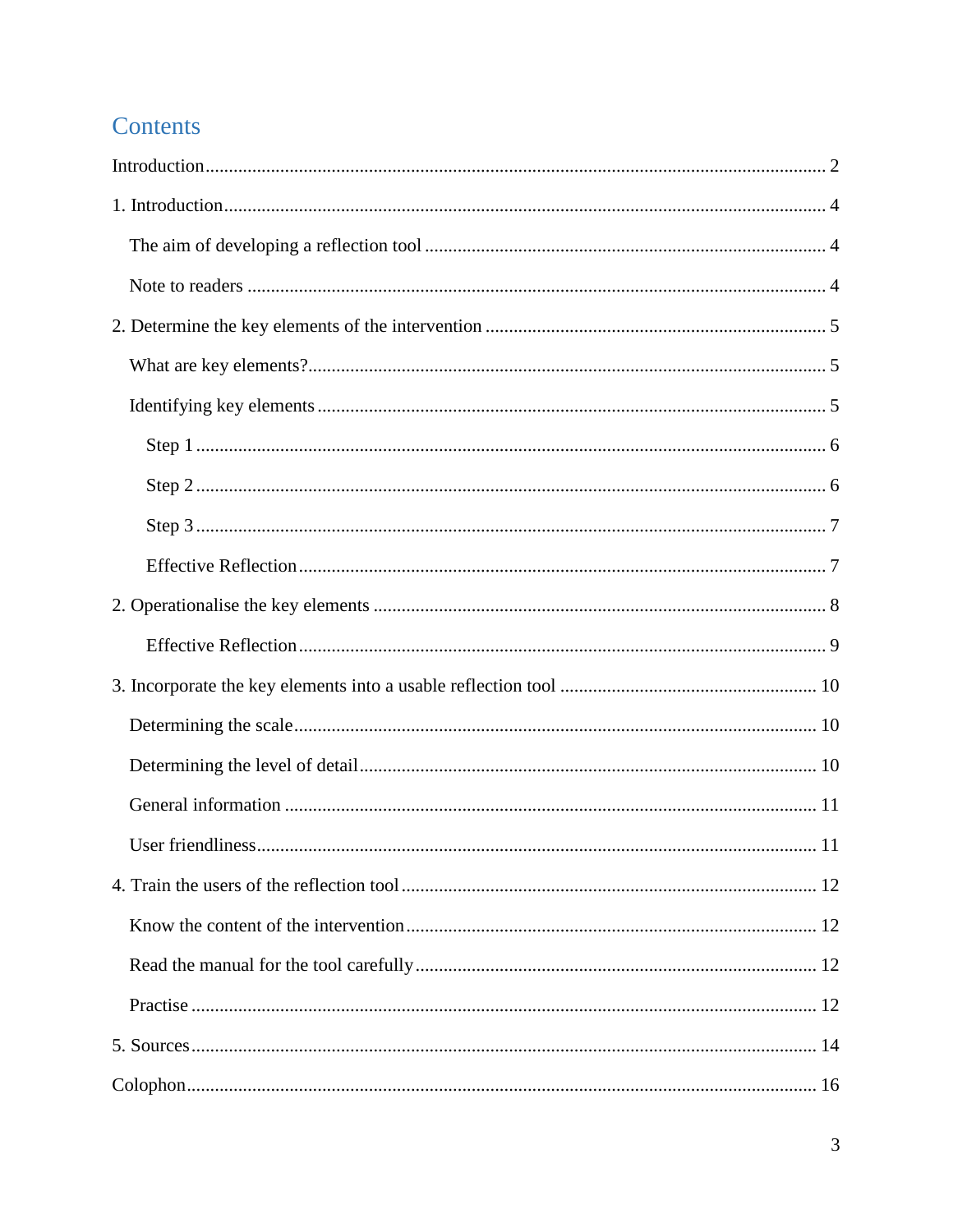# Contents

Introduction ........................................................................................................................ 2

1. Introduction ..................................................................................................................... 4

 The aim of developing a reflection tool ............................................................................ 4

 Note to readers ................................................................................................................. 4

2. Determine the key elements of the intervention ............................................................. 5

 What are key elements? .................................................................................................... 5

 Identifying key elements ................................................................................................... 5

  Step 1 ........................................................................................................................... 6

  Step 2 ........................................................................................................................... 6

  Step 3 ........................................................................................................................... 7

  Effective Reflection ...................................................................................................... 7

2. Operationalise the key elements ...................................................................................... 8

  Effective Reflection ...................................................................................................... 9

3. Incorporate the key elements into a usable reflection tool ........................................... 10

 Determining the scale ...................................................................................................... 10

 Determining the level of detail ........................................................................................ 10

 General information ......................................................................................................... 11

 User friendliness .............................................................................................................. 11

4. Train the users of the reflection tool ............................................................................. 12

 Know the content of the intervention .............................................................................. 12

 Read the manual for the tool carefully ............................................................................ 12

 Practise ............................................................................................................................ 12

5. Sources .......................................................................................................................... 14

Colophon ............................................................................................................................ 16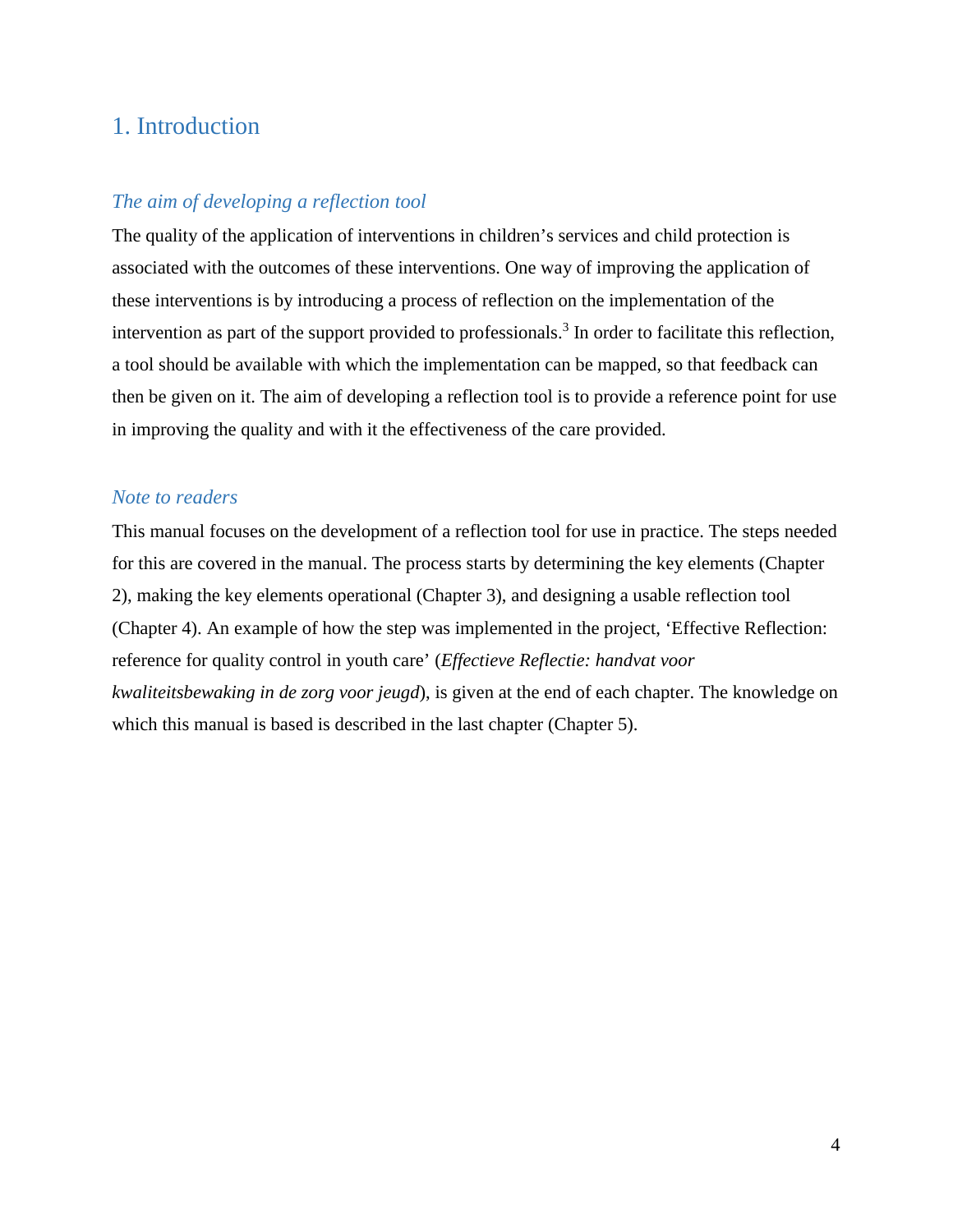# 1. Introduction

## *The aim of developing a reflection tool*

The quality of the application of interventions in children's services and child protection is associated with the outcomes of these interventions. One way of improving the application of these interventions is by introducing a process of reflection on the implementation of the intervention as part of the support provided to professionals.[3] In order to facilitate this reflection, a tool should be available with which the implementation can be mapped, so that feedback can then be given on it. The aim of developing a reflection tool is to provide a reference point for use in improving the quality and with it the effectiveness of the care provided.

## *Note to readers*

This manual focuses on the development of a reflection tool for use in practice. The steps needed for this are covered in the manual. The process starts by determining the key elements (Chapter 2), making the key elements operational (Chapter 3), and designing a usable reflection tool (Chapter 4). An example of how the step was implemented in the project, 'Effective Reflection: reference for quality control in youth care' (*Effectieve Reflectie: handvat voor kwaliteitsbewaking in de zorg voor jeugd*), is given at the end of each chapter. The knowledge on which this manual is based is described in the last chapter (Chapter 5).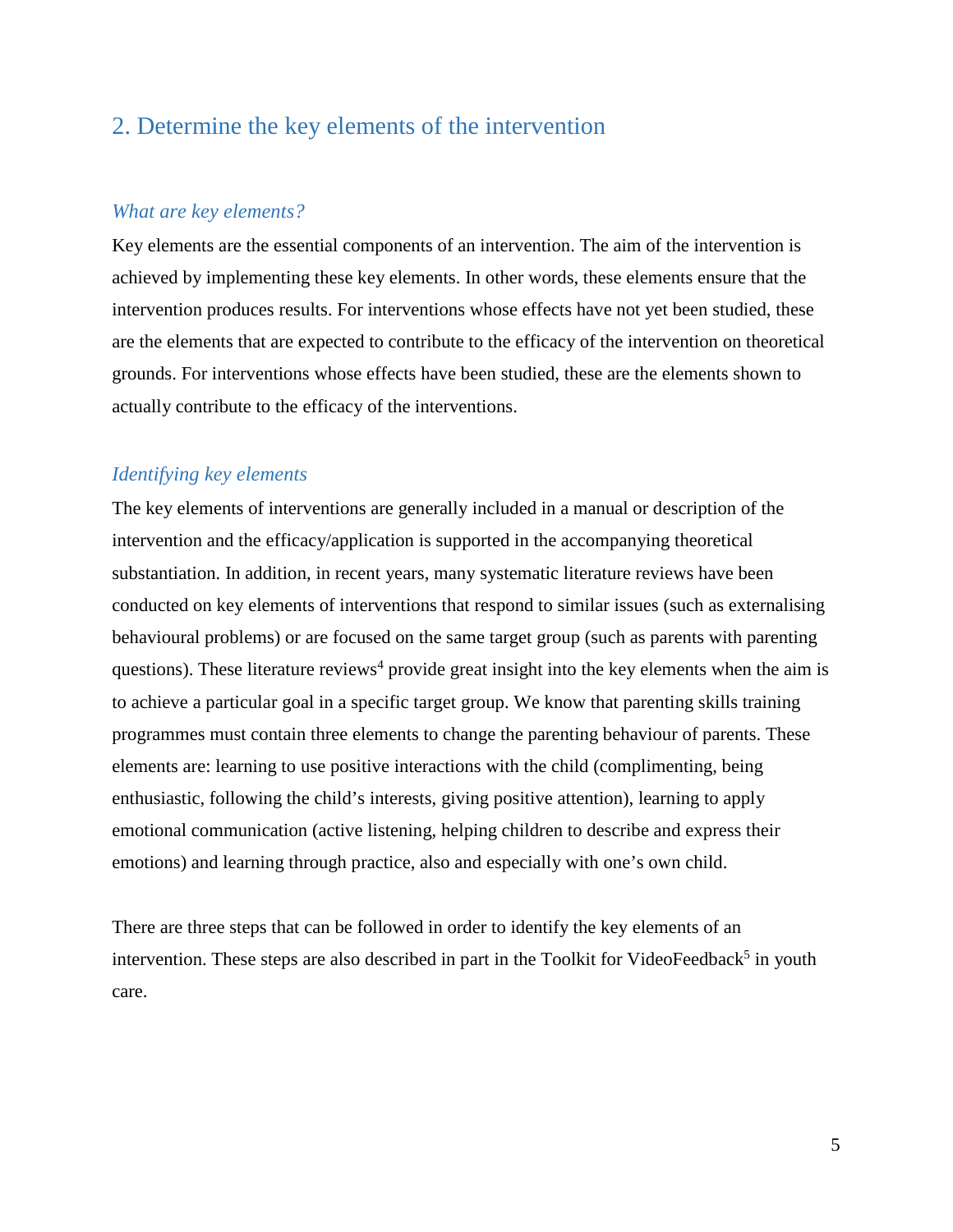## 2. Determine the key elements of the intervention

### *What are key elements?*

Key elements are the essential components of an intervention. The aim of the intervention is achieved by implementing these key elements. In other words, these elements ensure that the intervention produces results. For interventions whose effects have not yet been studied, these are the elements that are expected to contribute to the efficacy of the intervention on theoretical grounds. For interventions whose effects have been studied, these are the elements shown to actually contribute to the efficacy of the interventions.

### *Identifying key elements*

The key elements of interventions are generally included in a manual or description of the intervention and the efficacy/application is supported in the accompanying theoretical substantiation. In addition, in recent years, many systematic literature reviews have been conducted on key elements of interventions that respond to similar issues (such as externalising behavioural problems) or are focused on the same target group (such as parents with parenting questions). These literature reviews[4] provide great insight into the key elements when the aim is to achieve a particular goal in a specific target group. We know that parenting skills training programmes must contain three elements to change the parenting behaviour of parents. These elements are: learning to use positive interactions with the child (complimenting, being enthusiastic, following the child's interests, giving positive attention), learning to apply emotional communication (active listening, helping children to describe and express their emotions) and learning through practice, also and especially with one's own child.

There are three steps that can be followed in order to identify the key elements of an intervention. These steps are also described in part in the Toolkit for VideoFeedback[5] in youth care.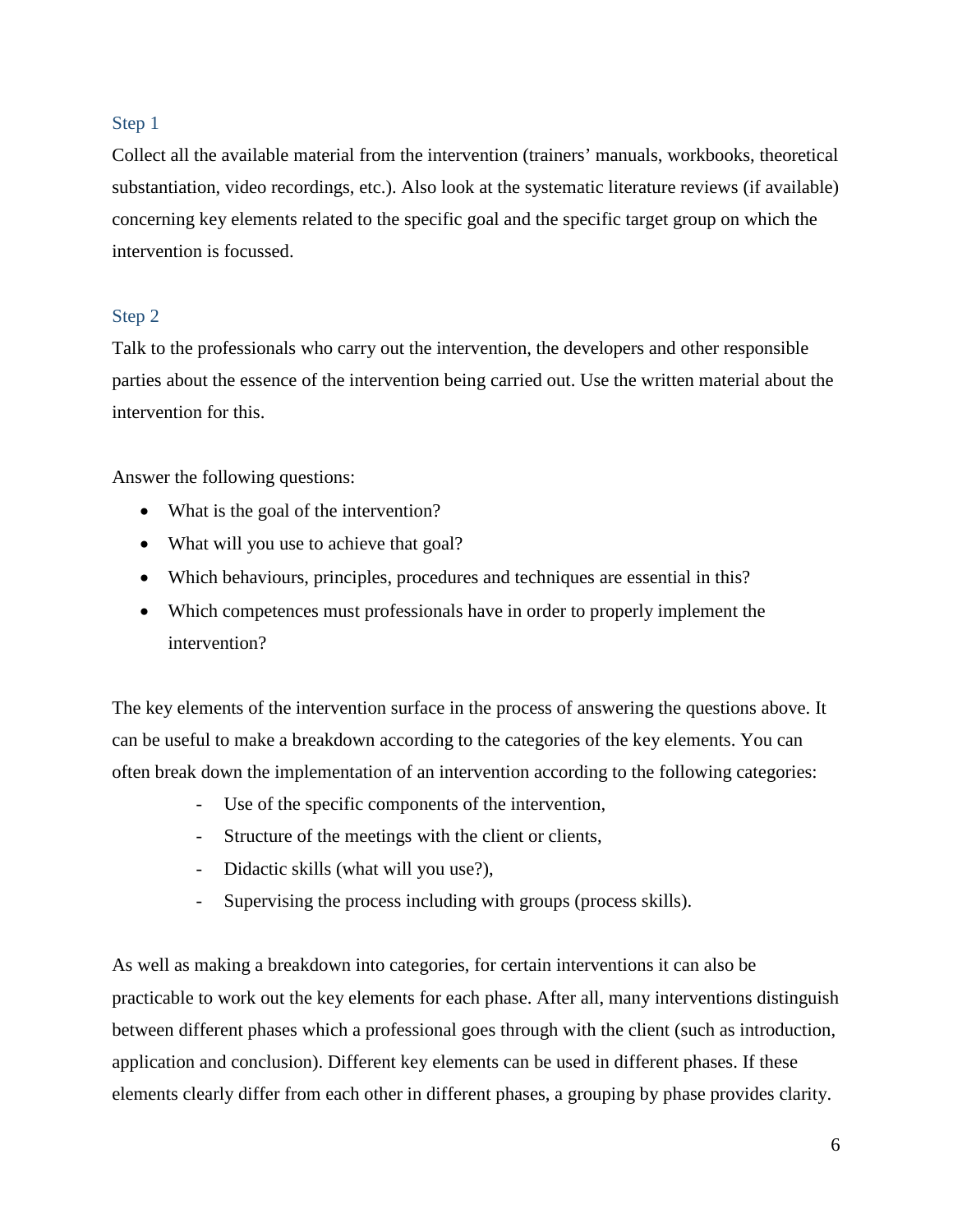### Step 1

Collect all the available material from the intervention (trainers' manuals, workbooks, theoretical substantiation, video recordings, etc.). Also look at the systematic literature reviews (if available) concerning key elements related to the specific goal and the specific target group on which the intervention is focussed.

### Step 2

Talk to the professionals who carry out the intervention, the developers and other responsible parties about the essence of the intervention being carried out. Use the written material about the intervention for this.

Answer the following questions:

- What is the goal of the intervention?
- What will you use to achieve that goal?
- Which behaviours, principles, procedures and techniques are essential in this?
- Which competences must professionals have in order to properly implement the intervention?

The key elements of the intervention surface in the process of answering the questions above. It can be useful to make a breakdown according to the categories of the key elements. You can often break down the implementation of an intervention according to the following categories:

- Use of the specific components of the intervention,
- Structure of the meetings with the client or clients,
- Didactic skills (what will you use?),
- Supervising the process including with groups (process skills).

As well as making a breakdown into categories, for certain interventions it can also be practicable to work out the key elements for each phase. After all, many interventions distinguish between different phases which a professional goes through with the client (such as introduction, application and conclusion). Different key elements can be used in different phases. If these elements clearly differ from each other in different phases, a grouping by phase provides clarity.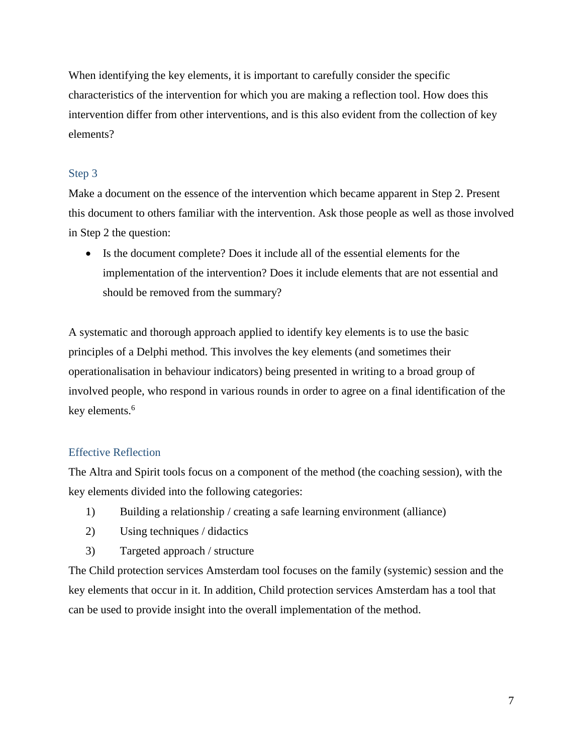When identifying the key elements, it is important to carefully consider the specific characteristics of the intervention for which you are making a reflection tool. How does this intervention differ from other interventions, and is this also evident from the collection of key elements?

### Step 3

Make a document on the essence of the intervention which became apparent in Step 2. Present this document to others familiar with the intervention. Ask those people as well as those involved in Step 2 the question:

- Is the document complete? Does it include all of the essential elements for the implementation of the intervention? Does it include elements that are not essential and should be removed from the summary?

A systematic and thorough approach applied to identify key elements is to use the basic principles of a Delphi method. This involves the key elements (and sometimes their operationalisation in behaviour indicators) being presented in writing to a broad group of involved people, who respond in various rounds in order to agree on a final identification of the key elements.[6]

### Effective Reflection

The Altra and Spirit tools focus on a component of the method (the coaching session), with the key elements divided into the following categories:

1) Building a relationship / creating a safe learning environment (alliance)
2) Using techniques / didactics
3) Targeted approach / structure

The Child protection services Amsterdam tool focuses on the family (systemic) session and the key elements that occur in it. In addition, Child protection services Amsterdam has a tool that can be used to provide insight into the overall implementation of the method.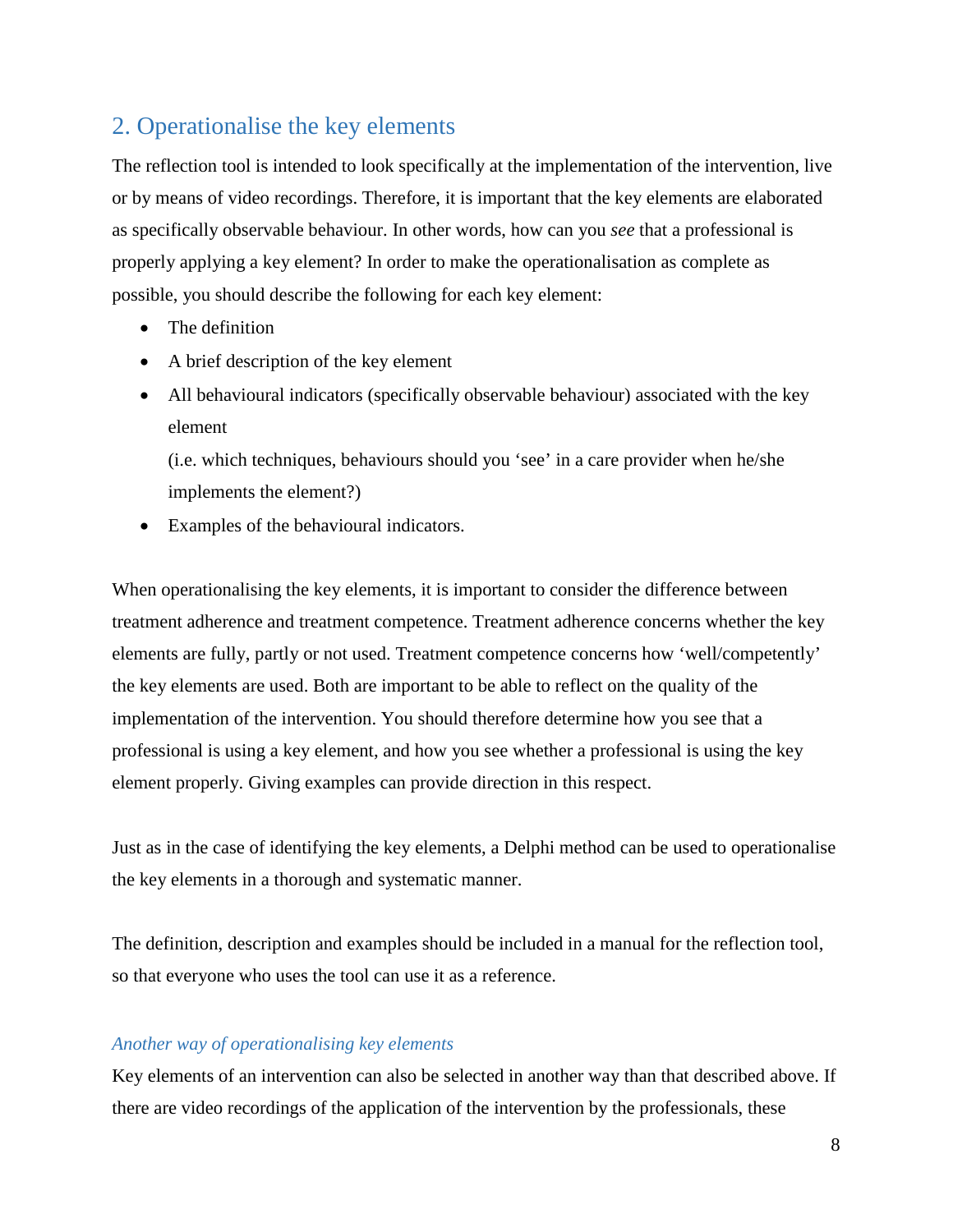## 2. Operationalise the key elements

The reflection tool is intended to look specifically at the implementation of the intervention, live or by means of video recordings. Therefore, it is important that the key elements are elaborated as specifically observable behaviour. In other words, how can you *see* that a professional is properly applying a key element? In order to make the operationalisation as complete as possible, you should describe the following for each key element:

- The definition
- A brief description of the key element
- All behavioural indicators (specifically observable behaviour) associated with the key element
  (i.e. which techniques, behaviours should you 'see' in a care provider when he/she implements the element?)
- Examples of the behavioural indicators.

When operationalising the key elements, it is important to consider the difference between treatment adherence and treatment competence. Treatment adherence concerns whether the key elements are fully, partly or not used. Treatment competence concerns how 'well/competently' the key elements are used. Both are important to be able to reflect on the quality of the implementation of the intervention. You should therefore determine how you see that a professional is using a key element, and how you see whether a professional is using the key element properly. Giving examples can provide direction in this respect.

Just as in the case of identifying the key elements, a Delphi method can be used to operationalise the key elements in a thorough and systematic manner.

The definition, description and examples should be included in a manual for the reflection tool, so that everyone who uses the tool can use it as a reference.

### *Another way of operationalising key elements*

Key elements of an intervention can also be selected in another way than that described above. If there are video recordings of the application of the intervention by the professionals, these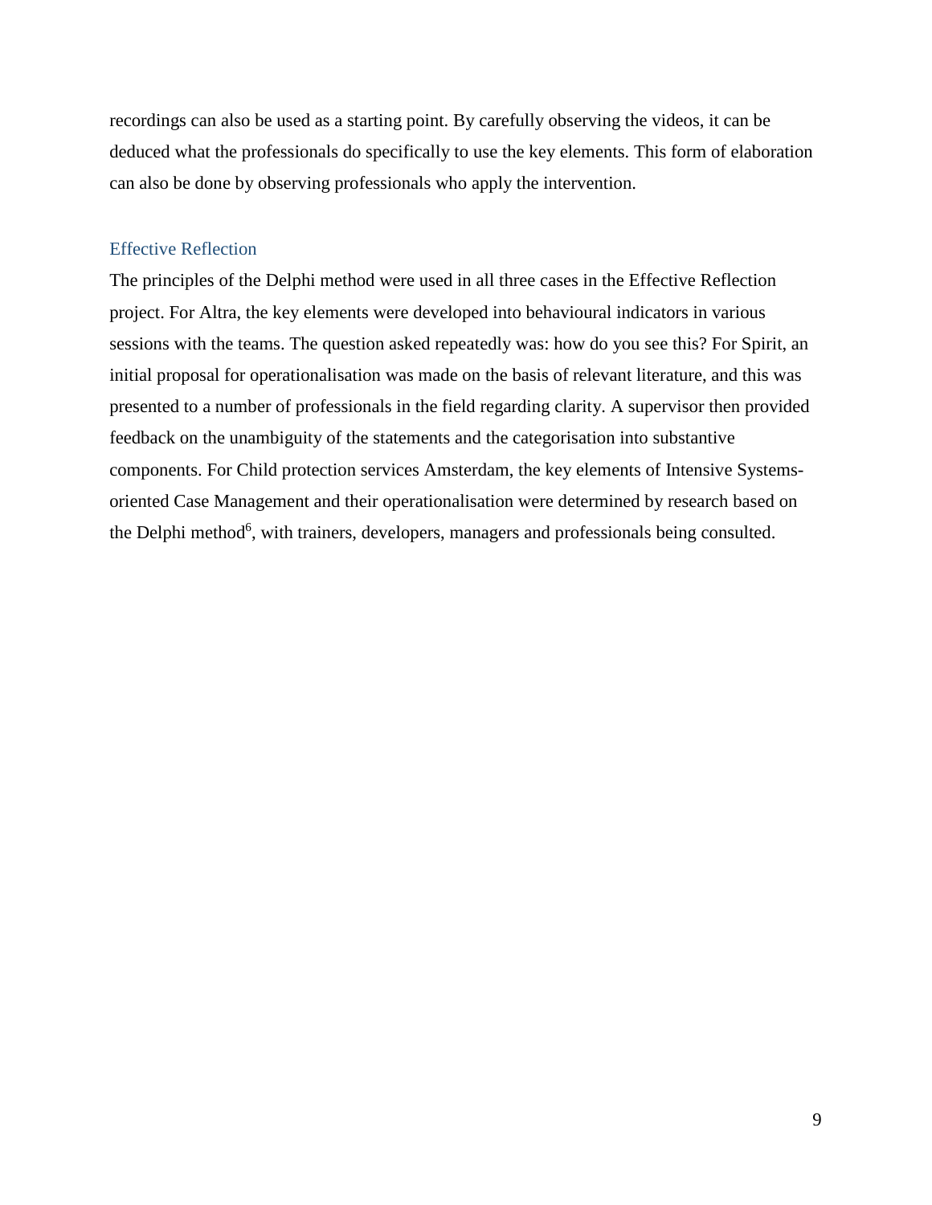recordings can also be used as a starting point. By carefully observing the videos, it can be deduced what the professionals do specifically to use the key elements. This form of elaboration can also be done by observing professionals who apply the intervention.

### Effective Reflection

The principles of the Delphi method were used in all three cases in the Effective Reflection project. For Altra, the key elements were developed into behavioural indicators in various sessions with the teams. The question asked repeatedly was: how do you see this? For Spirit, an initial proposal for operationalisation was made on the basis of relevant literature, and this was presented to a number of professionals in the field regarding clarity. A supervisor then provided feedback on the unambiguity of the statements and the categorisation into substantive components. For Child protection services Amsterdam, the key elements of Intensive Systems-oriented Case Management and their operationalisation were determined by research based on the Delphi method[6], with trainers, developers, managers and professionals being consulted.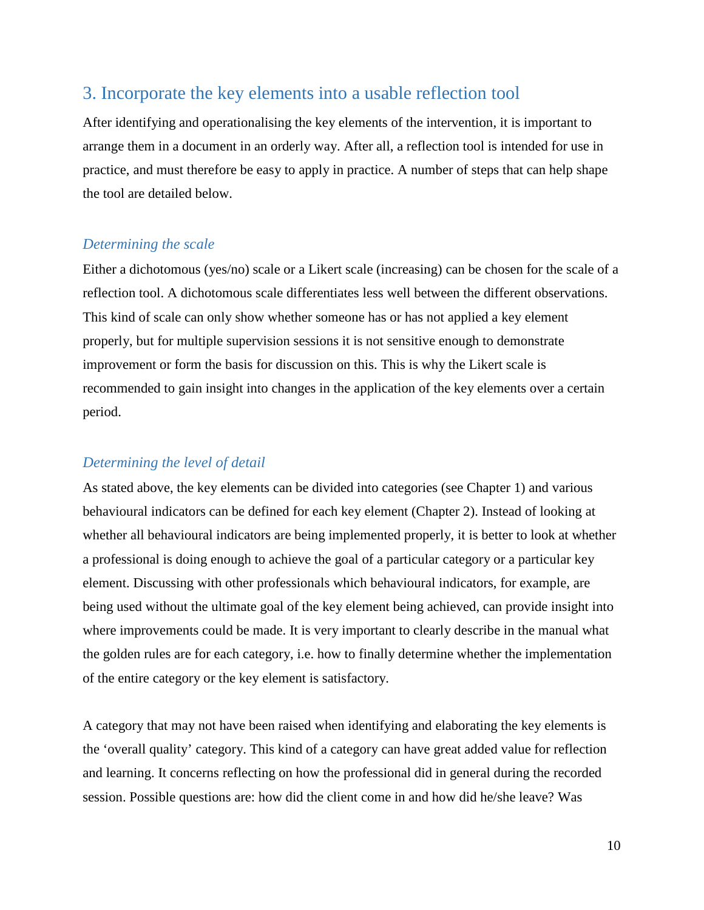## 3. Incorporate the key elements into a usable reflection tool

After identifying and operationalising the key elements of the intervention, it is important to arrange them in a document in an orderly way. After all, a reflection tool is intended for use in practice, and must therefore be easy to apply in practice. A number of steps that can help shape the tool are detailed below.

### *Determining the scale*

Either a dichotomous (yes/no) scale or a Likert scale (increasing) can be chosen for the scale of a reflection tool. A dichotomous scale differentiates less well between the different observations. This kind of scale can only show whether someone has or has not applied a key element properly, but for multiple supervision sessions it is not sensitive enough to demonstrate improvement or form the basis for discussion on this. This is why the Likert scale is recommended to gain insight into changes in the application of the key elements over a certain period.

### *Determining the level of detail*

As stated above, the key elements can be divided into categories (see Chapter 1) and various behavioural indicators can be defined for each key element (Chapter 2). Instead of looking at whether all behavioural indicators are being implemented properly, it is better to look at whether a professional is doing enough to achieve the goal of a particular category or a particular key element. Discussing with other professionals which behavioural indicators, for example, are being used without the ultimate goal of the key element being achieved, can provide insight into where improvements could be made. It is very important to clearly describe in the manual what the golden rules are for each category, i.e. how to finally determine whether the implementation of the entire category or the key element is satisfactory.

A category that may not have been raised when identifying and elaborating the key elements is the 'overall quality' category. This kind of a category can have great added value for reflection and learning. It concerns reflecting on how the professional did in general during the recorded session. Possible questions are: how did the client come in and how did he/she leave? Was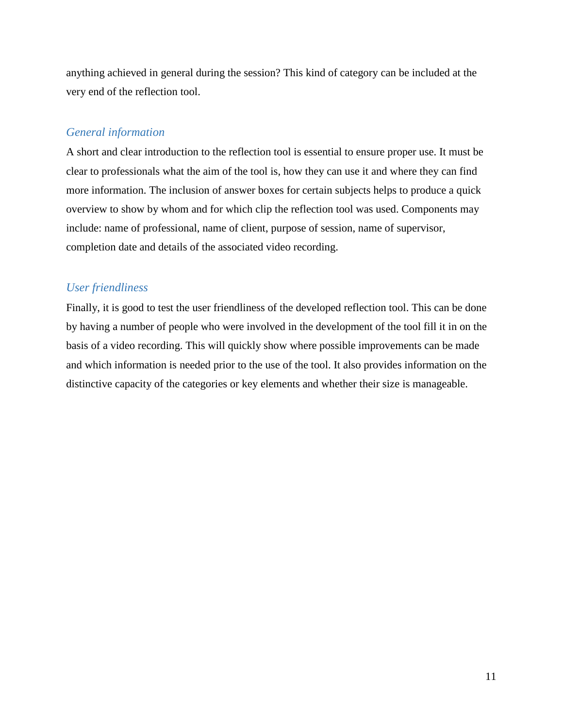anything achieved in general during the session? This kind of category can be included at the very end of the reflection tool.

### *General information*

A short and clear introduction to the reflection tool is essential to ensure proper use. It must be clear to professionals what the aim of the tool is, how they can use it and where they can find more information. The inclusion of answer boxes for certain subjects helps to produce a quick overview to show by whom and for which clip the reflection tool was used. Components may include: name of professional, name of client, purpose of session, name of supervisor, completion date and details of the associated video recording.

### *User friendliness*

Finally, it is good to test the user friendliness of the developed reflection tool. This can be done by having a number of people who were involved in the development of the tool fill it in on the basis of a video recording. This will quickly show where possible improvements can be made and which information is needed prior to the use of the tool. It also provides information on the distinctive capacity of the categories or key elements and whether their size is manageable.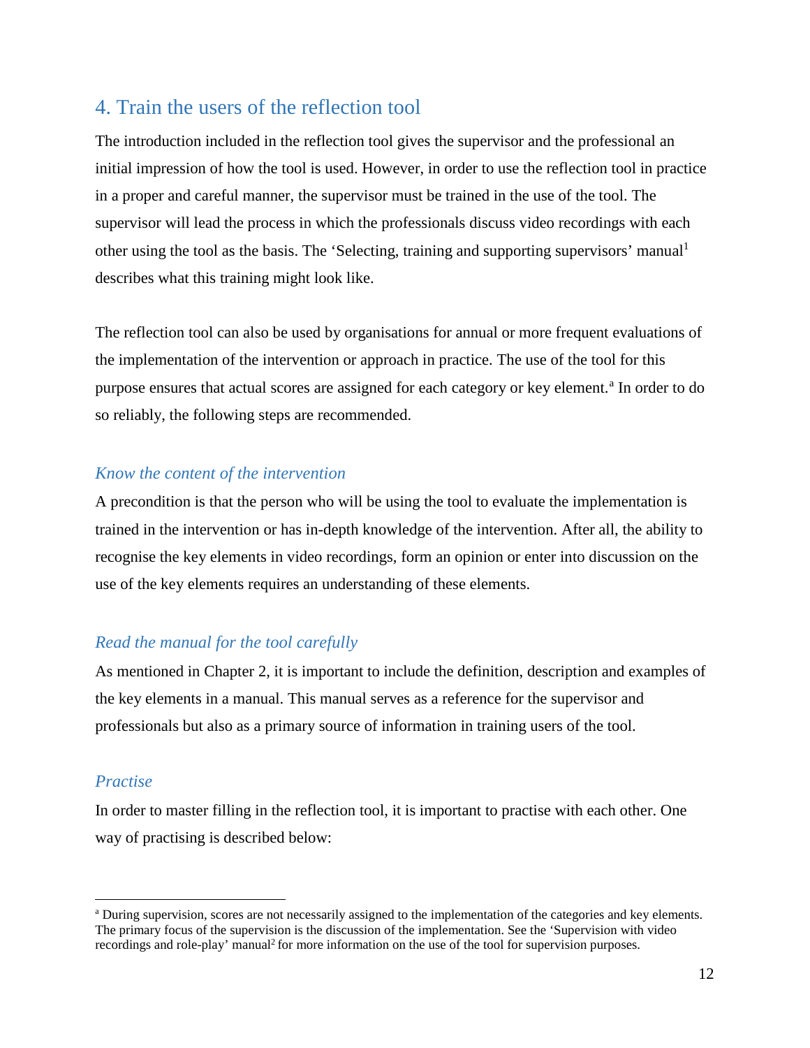## 4. Train the users of the reflection tool

The introduction included in the reflection tool gives the supervisor and the professional an initial impression of how the tool is used. However, in order to use the reflection tool in practice in a proper and careful manner, the supervisor must be trained in the use of the tool. The supervisor will lead the process in which the professionals discuss video recordings with each other using the tool as the basis. The 'Selecting, training and supporting supervisors' manual[1] describes what this training might look like.

The reflection tool can also be used by organisations for annual or more frequent evaluations of the implementation of the intervention or approach in practice. The use of the tool for this purpose ensures that actual scores are assigned for each category or key element.[a] In order to do so reliably, the following steps are recommended.

### *Know the content of the intervention*

A precondition is that the person who will be using the tool to evaluate the implementation is trained in the intervention or has in-depth knowledge of the intervention. After all, the ability to recognise the key elements in video recordings, form an opinion or enter into discussion on the use of the key elements requires an understanding of these elements.

### *Read the manual for the tool carefully*

As mentioned in Chapter 2, it is important to include the definition, description and examples of the key elements in a manual. This manual serves as a reference for the supervisor and professionals but also as a primary source of information in training users of the tool.

### *Practise*

In order to master filling in the reflection tool, it is important to practise with each other. One way of practising is described below:

---

[a] During supervision, scores are not necessarily assigned to the implementation of the categories and key elements. The primary focus of the supervision is the discussion of the implementation. See the 'Supervision with video recordings and role-play' manual[2] for more information on the use of the tool for supervision purposes.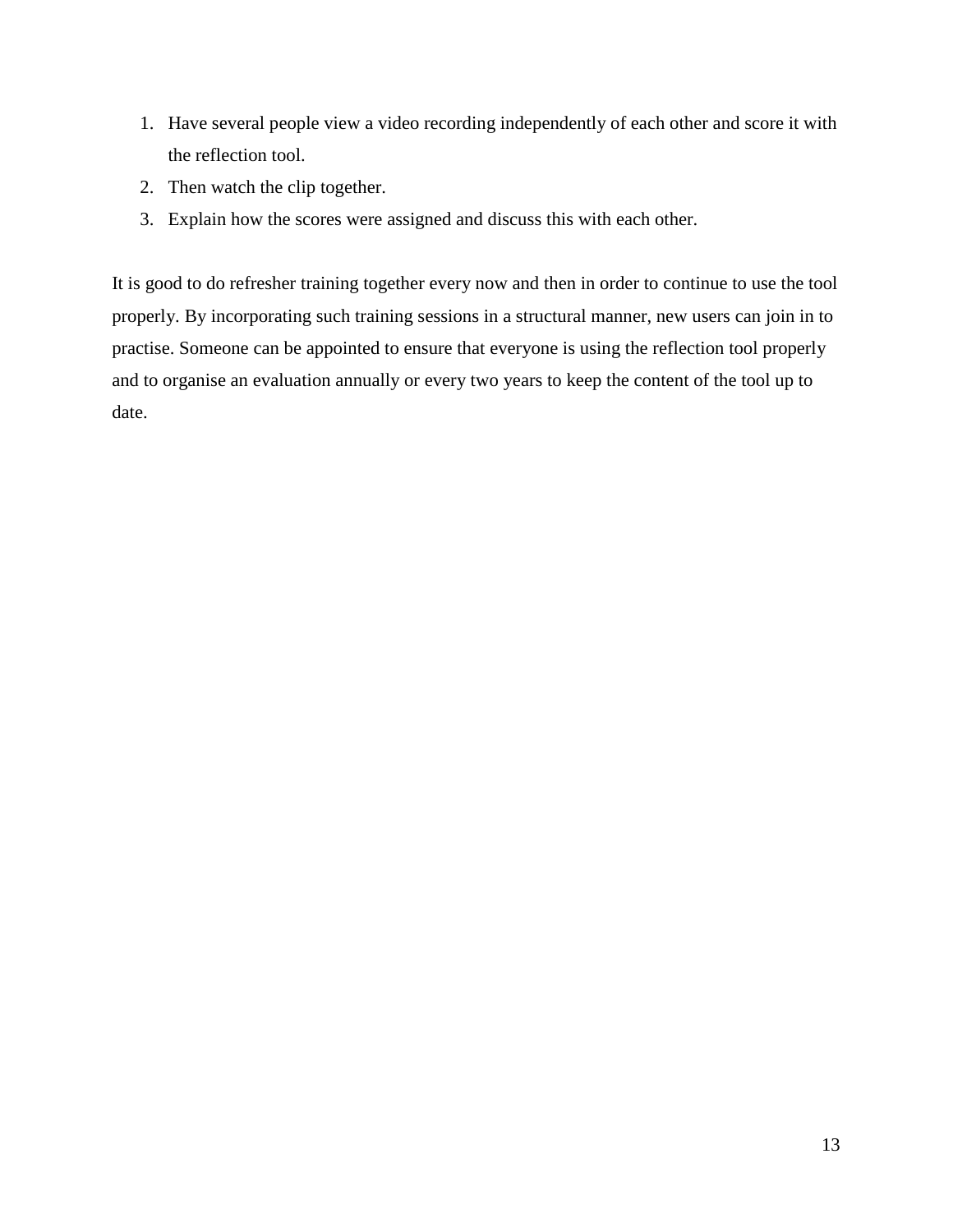1. Have several people view a video recording independently of each other and score it with the reflection tool.
2. Then watch the clip together.
3. Explain how the scores were assigned and discuss this with each other.

It is good to do refresher training together every now and then in order to continue to use the tool properly. By incorporating such training sessions in a structural manner, new users can join in to practise. Someone can be appointed to ensure that everyone is using the reflection tool properly and to organise an evaluation annually or every two years to keep the content of the tool up to date.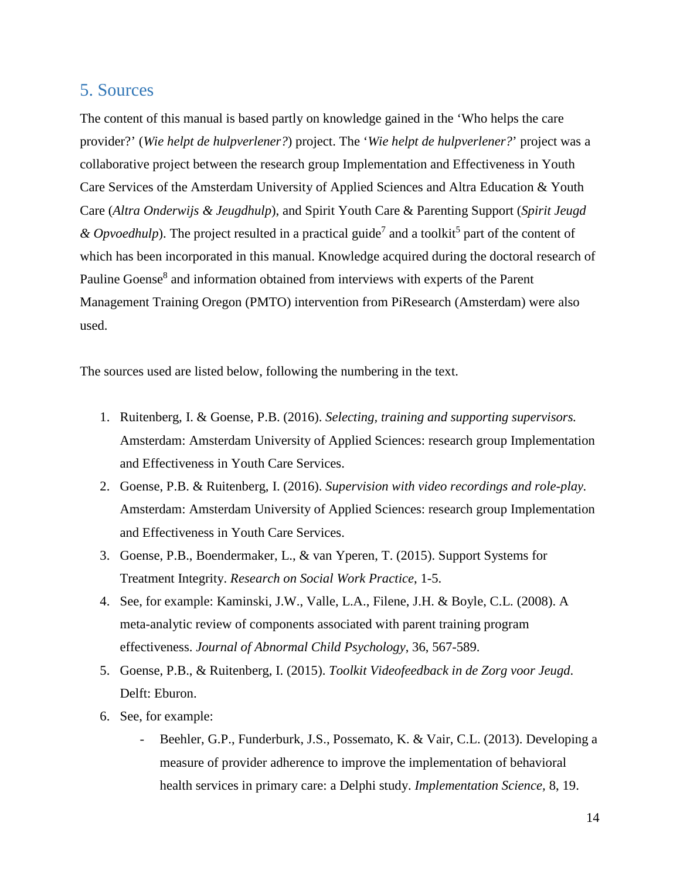## 5. Sources

The content of this manual is based partly on knowledge gained in the 'Who helps the care provider?' (*Wie helpt de hulpverlener?*) project. The '*Wie helpt de hulpverlener?*' project was a collaborative project between the research group Implementation and Effectiveness in Youth Care Services of the Amsterdam University of Applied Sciences and Altra Education & Youth Care (*Altra Onderwijs & Jeugdhulp*), and Spirit Youth Care & Parenting Support (*Spirit Jeugd & Opvoedhulp*). The project resulted in a practical guide[7] and a toolkit[5] part of the content of which has been incorporated in this manual. Knowledge acquired during the doctoral research of Pauline Goense[8] and information obtained from interviews with experts of the Parent Management Training Oregon (PMTO) intervention from PiResearch (Amsterdam) were also used.

The sources used are listed below, following the numbering in the text.

1. Ruitenberg, I. & Goense, P.B. (2016). *Selecting, training and supporting supervisors.* Amsterdam: Amsterdam University of Applied Sciences: research group Implementation and Effectiveness in Youth Care Services.
2. Goense, P.B. & Ruitenberg, I. (2016). *Supervision with video recordings and role-play.* Amsterdam: Amsterdam University of Applied Sciences: research group Implementation and Effectiveness in Youth Care Services.
3. Goense, P.B., Boendermaker, L., & van Yperen, T. (2015). Support Systems for Treatment Integrity. *Research on Social Work Practice*, 1-5.
4. See, for example: Kaminski, J.W., Valle, L.A., Filene, J.H. & Boyle, C.L. (2008). A meta-analytic review of components associated with parent training program effectiveness. *Journal of Abnormal Child Psychology*, 36, 567-589.
5. Goense, P.B., & Ruitenberg, I. (2015). *Toolkit Videofeedback in de Zorg voor Jeugd*. Delft: Eburon.
6. See, for example:
   - Beehler, G.P., Funderburk, J.S., Possemato, K. & Vair, C.L. (2013). Developing a measure of provider adherence to improve the implementation of behavioral health services in primary care: a Delphi study. *Implementation Science,* 8, 19.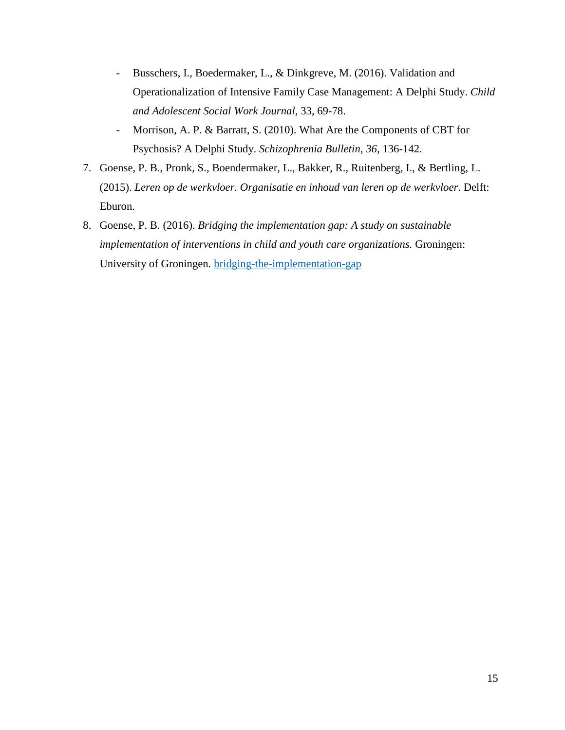- Busschers, I., Boedermaker, L., & Dinkgreve, M. (2016). Validation and Operationalization of Intensive Family Case Management: A Delphi Study. *Child and Adolescent Social Work Journal*, 33, 69-78.
- Morrison, A. P. & Barratt, S. (2010). What Are the Components of CBT for Psychosis? A Delphi Study. *Schizophrenia Bulletin*, *36*, 136-142.

7. Goense, P. B., Pronk, S., Boendermaker, L., Bakker, R., Ruitenberg, I., & Bertling, L. (2015). *Leren op de werkvloer. Organisatie en inhoud van leren op de werkvloer*. Delft: Eburon.
8. Goense, P. B. (2016). *Bridging the implementation gap: A study on sustainable implementation of interventions in child and youth care organizations.* Groningen: University of Groningen. bridging-the-implementation-gap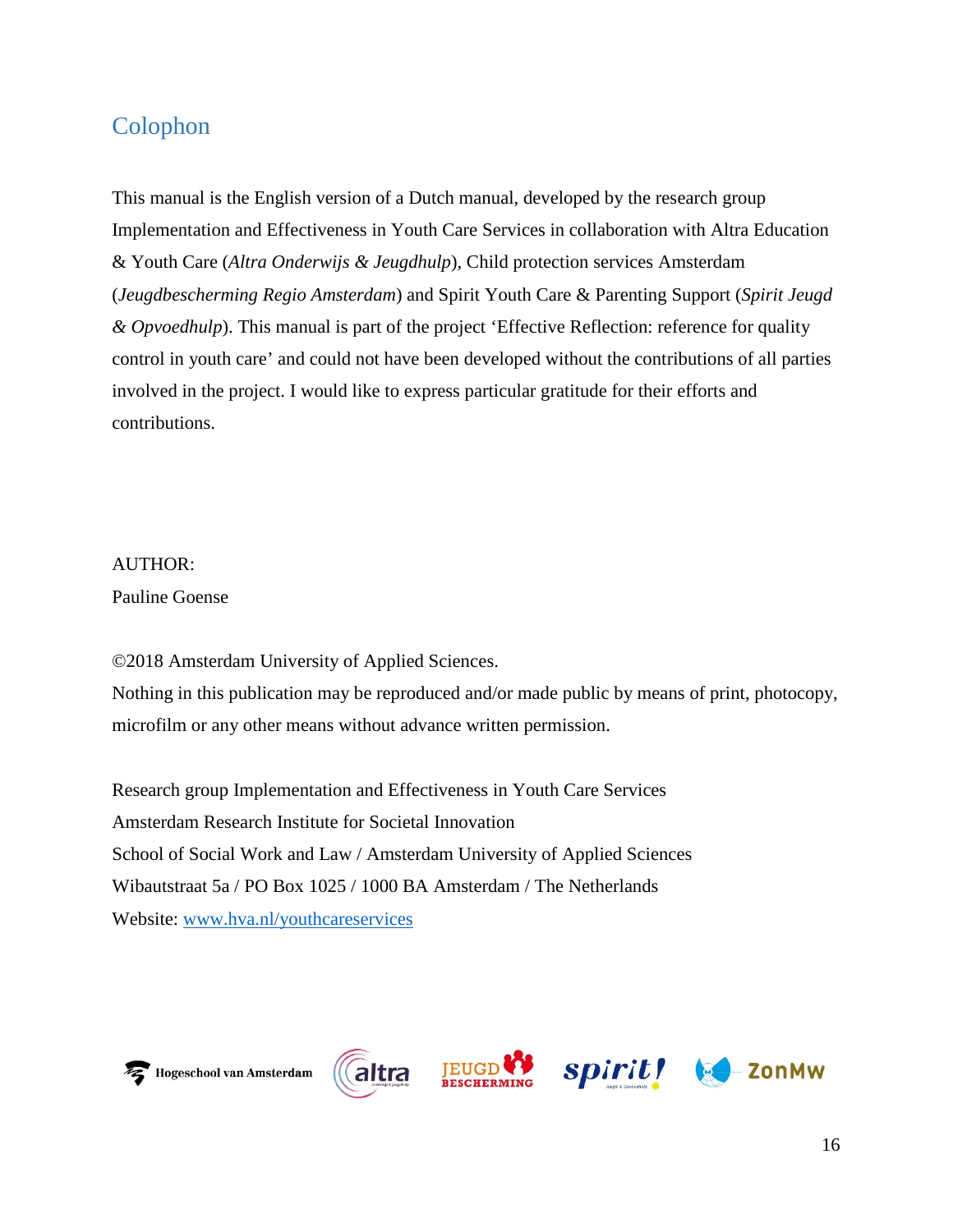## Colophon

This manual is the English version of a Dutch manual, developed by the research group Implementation and Effectiveness in Youth Care Services in collaboration with Altra Education & Youth Care (*Altra Onderwijs & Jeugdhulp*), Child protection services Amsterdam (*Jeugdbescherming Regio Amsterdam*) and Spirit Youth Care & Parenting Support (*Spirit Jeugd & Opvoedhulp*). This manual is part of the project 'Effective Reflection: reference for quality control in youth care' and could not have been developed without the contributions of all parties involved in the project. I would like to express particular gratitude for their efforts and contributions.

AUTHOR:
Pauline Goense

©2018 Amsterdam University of Applied Sciences.
Nothing in this publication may be reproduced and/or made public by means of print, photocopy, microfilm or any other means without advance written permission.

Research group Implementation and Effectiveness in Youth Care Services
Amsterdam Research Institute for Societal Innovation
School of Social Work and Law / Amsterdam University of Applied Sciences
Wibautstraat 5a / PO Box 1025 / 1000 BA Amsterdam / The Netherlands
Website: [www.hva.nl/youthcareservices](www.hva.nl/youthcareservices)

Hogeschool van Amsterdam altra JEUGD BESCHERMING spirit! ZonMw